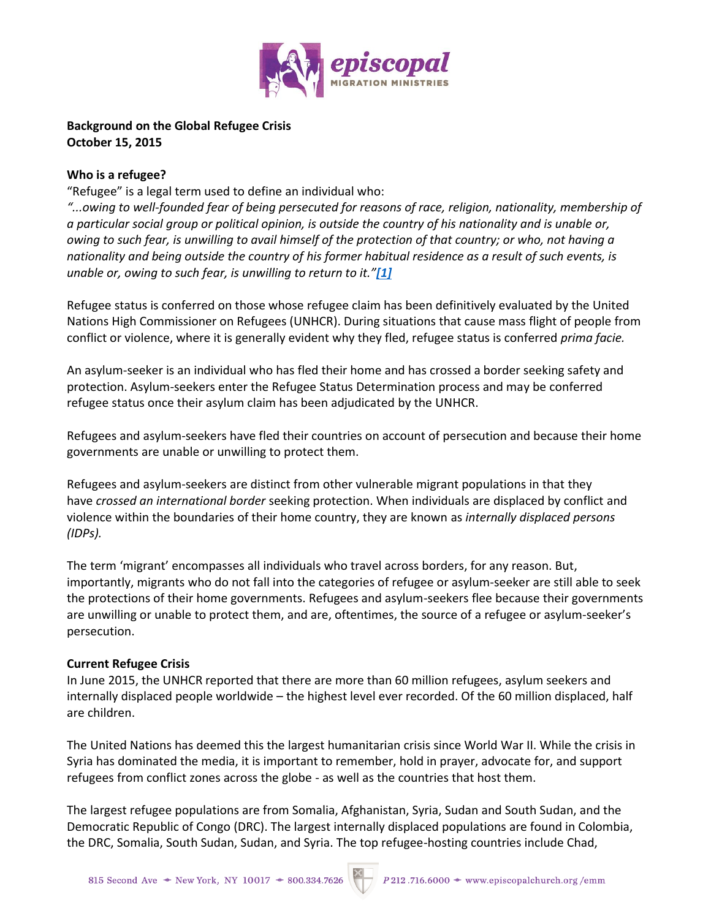**Background on the Global Refugee Crisis**
**October 15, 2015**

**Who is a refugee?**

"Refugee" is a legal term used to define an individual who:

*"...owing to well-founded fear of being persecuted for reasons of race, religion, nationality, membership of a particular social group or political opinion, is outside the country of his nationality and is unable or, owing to such fear, is unwilling to avail himself of the protection of that country; or who, not having a nationality and being outside the country of his former habitual residence as a result of such events, is unable or, owing to such fear, is unwilling to return to it."*[1]

Refugee status is conferred on those whose refugee claim has been definitively evaluated by the United Nations High Commissioner on Refugees (UNHCR). During situations that cause mass flight of people from conflict or violence, where it is generally evident why they fled, refugee status is conferred *prima facie.*

An asylum-seeker is an individual who has fled their home and has crossed a border seeking safety and protection. Asylum-seekers enter the Refugee Status Determination process and may be conferred refugee status once their asylum claim has been adjudicated by the UNHCR.

Refugees and asylum-seekers have fled their countries on account of persecution and because their home governments are unable or unwilling to protect them.

Refugees and asylum-seekers are distinct from other vulnerable migrant populations in that they have *crossed an international border* seeking protection. When individuals are displaced by conflict and violence within the boundaries of their home country, they are known as *internally displaced persons (IDPs).*

The term 'migrant' encompasses all individuals who travel across borders, for any reason. But, importantly, migrants who do not fall into the categories of refugee or asylum-seeker are still able to seek the protections of their home governments. Refugees and asylum-seekers flee because their governments are unwilling or unable to protect them, and are, oftentimes, the source of a refugee or asylum-seeker's persecution.

**Current Refugee Crisis**

In June 2015, the UNHCR reported that there are more than 60 million refugees, asylum seekers and internally displaced people worldwide – the highest level ever recorded. Of the 60 million displaced, half are children.

The United Nations has deemed this the largest humanitarian crisis since World War II. While the crisis in Syria has dominated the media, it is important to remember, hold in prayer, advocate for, and support refugees from conflict zones across the globe - as well as the countries that host them.

The largest refugee populations are from Somalia, Afghanistan, Syria, Sudan and South Sudan, and the Democratic Republic of Congo (DRC). The largest internally displaced populations are found in Colombia, the DRC, Somalia, South Sudan, Sudan, and Syria. The top refugee-hosting countries include Chad,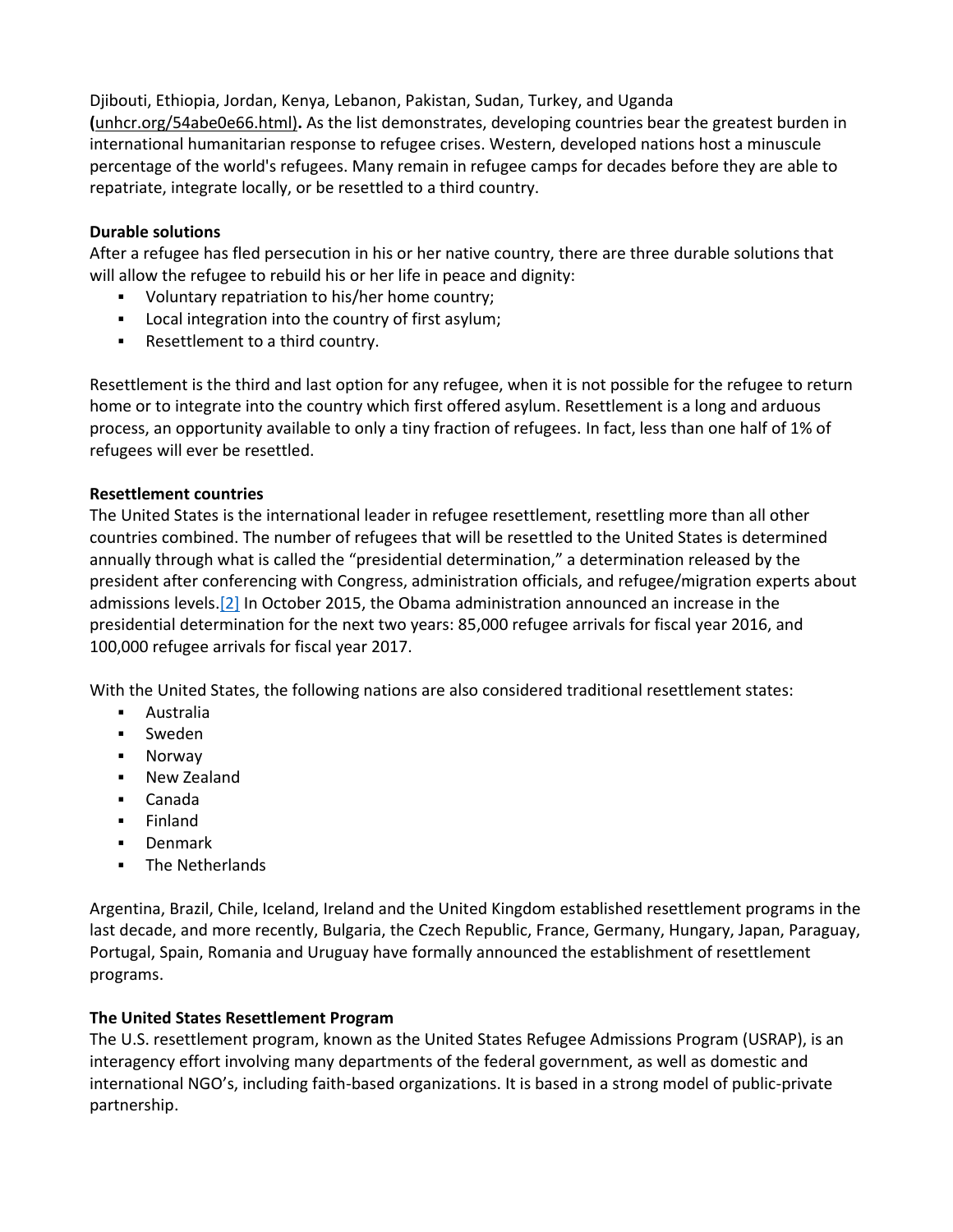Djibouti, Ethiopia, Jordan, Kenya, Lebanon, Pakistan, Sudan, Turkey, and Uganda (unhcr.org/54abe0e66.html). As the list demonstrates, developing countries bear the greatest burden in international humanitarian response to refugee crises. Western, developed nations host a minuscule percentage of the world's refugees. Many remain in refugee camps for decades before they are able to repatriate, integrate locally, or be resettled to a third country.

**Durable solutions**

After a refugee has fled persecution in his or her native country, there are three durable solutions that will allow the refugee to rebuild his or her life in peace and dignity:

- Voluntary repatriation to his/her home country;
- Local integration into the country of first asylum;
- Resettlement to a third country.

Resettlement is the third and last option for any refugee, when it is not possible for the refugee to return home or to integrate into the country which first offered asylum. Resettlement is a long and arduous process, an opportunity available to only a tiny fraction of refugees. In fact, less than one half of 1% of refugees will ever be resettled.

**Resettlement countries**

The United States is the international leader in refugee resettlement, resettling more than all other countries combined. The number of refugees that will be resettled to the United States is determined annually through what is called the "presidential determination," a determination released by the president after conferencing with Congress, administration officials, and refugee/migration experts about admissions levels.[2] In October 2015, the Obama administration announced an increase in the presidential determination for the next two years: 85,000 refugee arrivals for fiscal year 2016, and 100,000 refugee arrivals for fiscal year 2017.

With the United States, the following nations are also considered traditional resettlement states:

- Australia
- Sweden
- Norway
- New Zealand
- Canada
- Finland
- Denmark
- The Netherlands

Argentina, Brazil, Chile, Iceland, Ireland and the United Kingdom established resettlement programs in the last decade, and more recently, Bulgaria, the Czech Republic, France, Germany, Hungary, Japan, Paraguay, Portugal, Spain, Romania and Uruguay have formally announced the establishment of resettlement programs.

**The United States Resettlement Program**

The U.S. resettlement program, known as the United States Refugee Admissions Program (USRAP), is an interagency effort involving many departments of the federal government, as well as domestic and international NGO's, including faith-based organizations. It is based in a strong model of public-private partnership.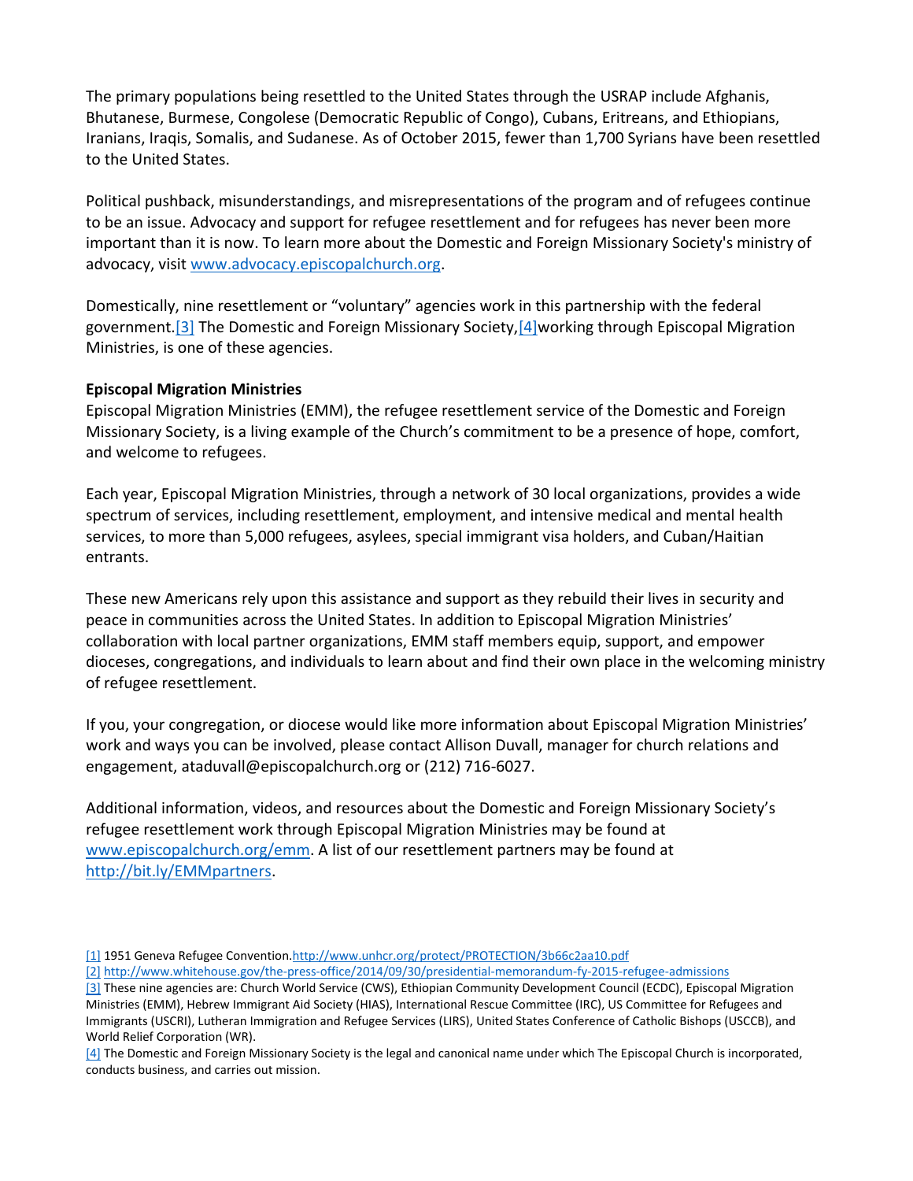The primary populations being resettled to the United States through the USRAP include Afghanis, Bhutanese, Burmese, Congolese (Democratic Republic of Congo), Cubans, Eritreans, and Ethiopians, Iranians, Iraqis, Somalis, and Sudanese. As of October 2015, fewer than 1,700 Syrians have been resettled to the United States.

Political pushback, misunderstandings, and misrepresentations of the program and of refugees continue to be an issue. Advocacy and support for refugee resettlement and for refugees has never been more important than it is now. To learn more about the Domestic and Foreign Missionary Society's ministry of advocacy, visit [www.advocacy.episcopalchurch.org](http://www.advocacy.episcopalchurch.org).

Domestically, nine resettlement or "voluntary" agencies work in this partnership with the federal government.[3] The Domestic and Foreign Missionary Society,[4]working through Episcopal Migration Ministries, is one of these agencies.

**Episcopal Migration Ministries**

Episcopal Migration Ministries (EMM), the refugee resettlement service of the Domestic and Foreign Missionary Society, is a living example of the Church's commitment to be a presence of hope, comfort, and welcome to refugees.

Each year, Episcopal Migration Ministries, through a network of 30 local organizations, provides a wide spectrum of services, including resettlement, employment, and intensive medical and mental health services, to more than 5,000 refugees, asylees, special immigrant visa holders, and Cuban/Haitian entrants.

These new Americans rely upon this assistance and support as they rebuild their lives in security and peace in communities across the United States. In addition to Episcopal Migration Ministries' collaboration with local partner organizations, EMM staff members equip, support, and empower dioceses, congregations, and individuals to learn about and find their own place in the welcoming ministry of refugee resettlement.

If you, your congregation, or diocese would like more information about Episcopal Migration Ministries' work and ways you can be involved, please contact Allison Duvall, manager for church relations and engagement, ataduvall@episcopalchurch.org or (212) 716-6027.

Additional information, videos, and resources about the Domestic and Foreign Missionary Society's refugee resettlement work through Episcopal Migration Ministries may be found at [www.episcopalchurch.org/emm](http://www.episcopalchurch.org/emm). A list of our resettlement partners may be found at [http://bit.ly/EMMpartners](http://bit.ly/EMMpartners).

---

[1] 1951 Geneva Refugee Convention.http://www.unhcr.org/protect/PROTECTION/3b66c2aa10.pdf

[2] http://www.whitehouse.gov/the-press-office/2014/09/30/presidential-memorandum-fy-2015-refugee-admissions

[3] These nine agencies are: Church World Service (CWS), Ethiopian Community Development Council (ECDC), Episcopal Migration Ministries (EMM), Hebrew Immigrant Aid Society (HIAS), International Rescue Committee (IRC), US Committee for Refugees and Immigrants (USCRI), Lutheran Immigration and Refugee Services (LIRS), United States Conference of Catholic Bishops (USCCB), and World Relief Corporation (WR).

[4] The Domestic and Foreign Missionary Society is the legal and canonical name under which The Episcopal Church is incorporated, conducts business, and carries out mission.